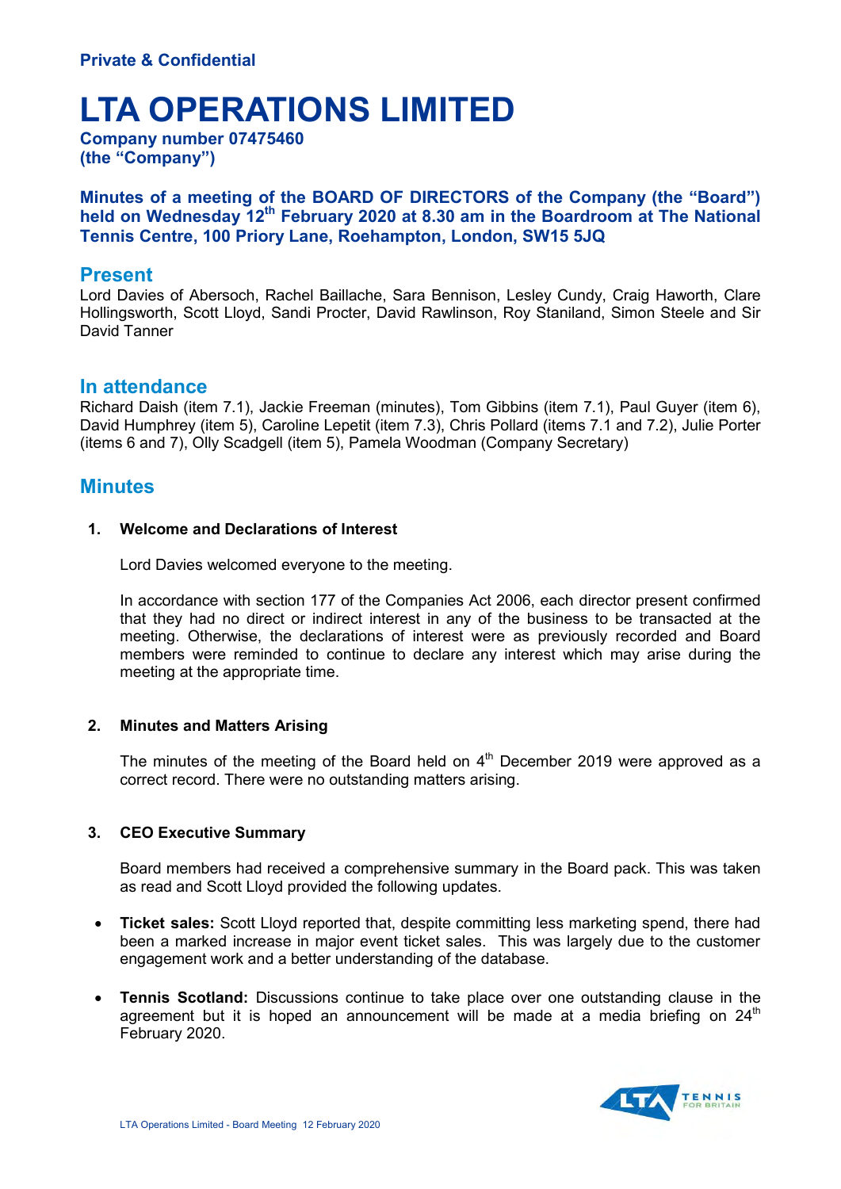**Private & Confidential**

# LTA OPERATIONS LIMITED

**Company number 07475460**
**(the "Company")**

**Minutes of a meeting of the BOARD OF DIRECTORS of the Company (the "Board") held on Wednesday 12th February 2020 at 8.30 am in the Boardroom at The National Tennis Centre, 100 Priory Lane, Roehampton, London, SW15 5JQ**

## Present

Lord Davies of Abersoch, Rachel Baillache, Sara Bennison, Lesley Cundy, Craig Haworth, Clare Hollingsworth, Scott Lloyd, Sandi Procter, David Rawlinson, Roy Staniland, Simon Steele and Sir David Tanner

## In attendance

Richard Daish (item 7.1), Jackie Freeman (minutes), Tom Gibbins (item 7.1), Paul Guyer (item 6), David Humphrey (item 5), Caroline Lepetit (item 7.3), Chris Pollard (items 7.1 and 7.2), Julie Porter (items 6 and 7), Olly Scadgell (item 5), Pamela Woodman (Company Secretary)

## Minutes

**1. Welcome and Declarations of Interest**

Lord Davies welcomed everyone to the meeting.

In accordance with section 177 of the Companies Act 2006, each director present confirmed that they had no direct or indirect interest in any of the business to be transacted at the meeting. Otherwise, the declarations of interest were as previously recorded and Board members were reminded to continue to declare any interest which may arise during the meeting at the appropriate time.

**2. Minutes and Matters Arising**

The minutes of the meeting of the Board held on 4th December 2019 were approved as a correct record. There were no outstanding matters arising.

**3. CEO Executive Summary**

Board members had received a comprehensive summary in the Board pack. This was taken as read and Scott Lloyd provided the following updates.

- **Ticket sales:** Scott Lloyd reported that, despite committing less marketing spend, there had been a marked increase in major event ticket sales. This was largely due to the customer engagement work and a better understanding of the database.
- **Tennis Scotland:** Discussions continue to take place over one outstanding clause in the agreement but it is hoped an announcement will be made at a media briefing on 24th February 2020.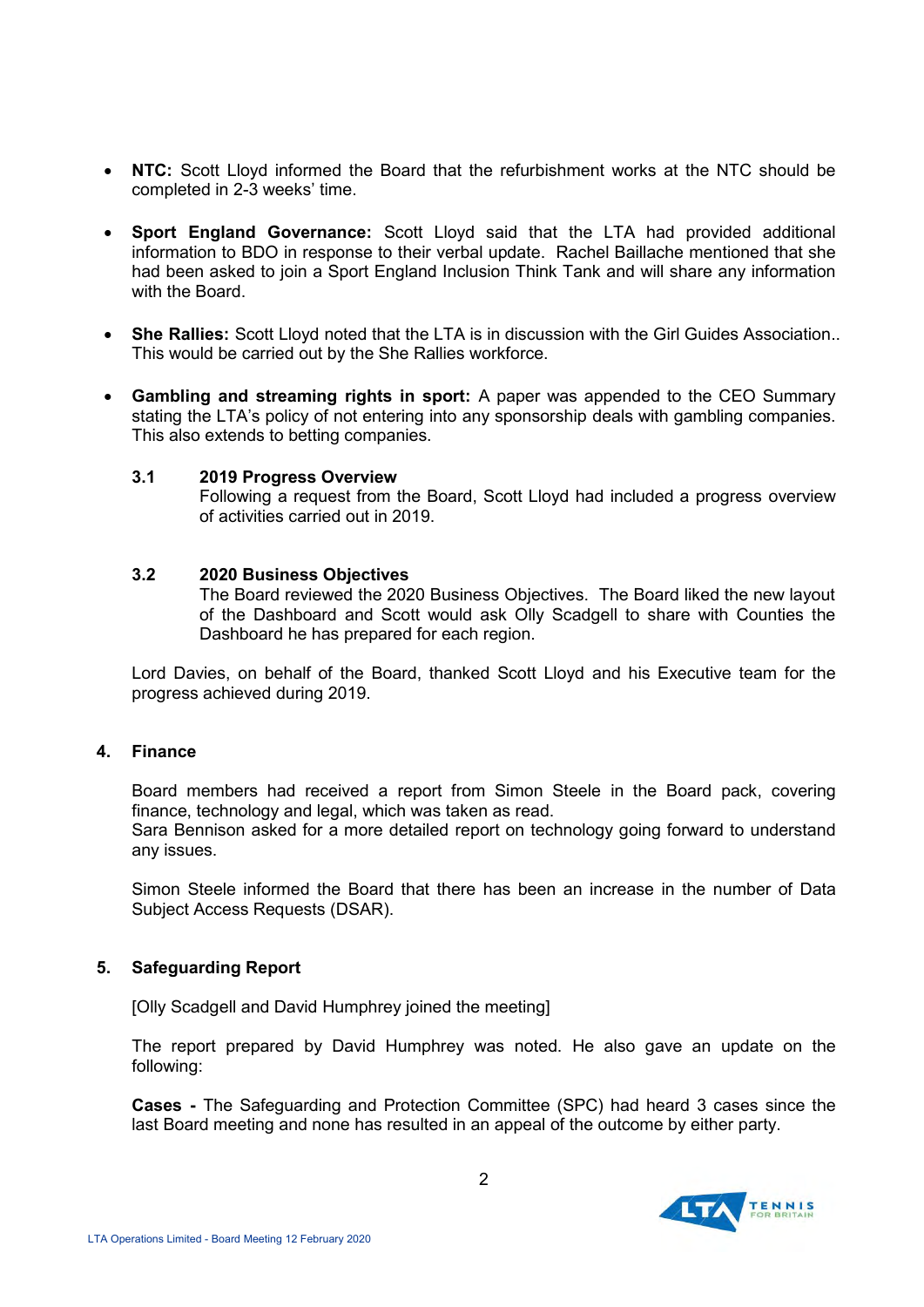- **NTC:** Scott Lloyd informed the Board that the refurbishment works at the NTC should be completed in 2-3 weeks' time.

- **Sport England Governance:** Scott Lloyd said that the LTA had provided additional information to BDO in response to their verbal update. Rachel Baillache mentioned that she had been asked to join a Sport England Inclusion Think Tank and will share any information with the Board.

- **She Rallies:** Scott Lloyd noted that the LTA is in discussion with the Girl Guides Association.. This would be carried out by the She Rallies workforce.

- **Gambling and streaming rights in sport:** A paper was appended to the CEO Summary stating the LTA's policy of not entering into any sponsorship deals with gambling companies. This also extends to betting companies.

**3.1 2019 Progress Overview**

Following a request from the Board, Scott Lloyd had included a progress overview of activities carried out in 2019.

**3.2 2020 Business Objectives**

The Board reviewed the 2020 Business Objectives. The Board liked the new layout of the Dashboard and Scott would ask Olly Scadgell to share with Counties the Dashboard he has prepared for each region.

Lord Davies, on behalf of the Board, thanked Scott Lloyd and his Executive team for the progress achieved during 2019.

## 4. Finance

Board members had received a report from Simon Steele in the Board pack, covering finance, technology and legal, which was taken as read.
Sara Bennison asked for a more detailed report on technology going forward to understand any issues.

Simon Steele informed the Board that there has been an increase in the number of Data Subject Access Requests (DSAR).

## 5. Safeguarding Report

[Olly Scadgell and David Humphrey joined the meeting]

The report prepared by David Humphrey was noted. He also gave an update on the following:

**Cases -** The Safeguarding and Protection Committee (SPC) had heard 3 cases since the last Board meeting and none has resulted in an appeal of the outcome by either party.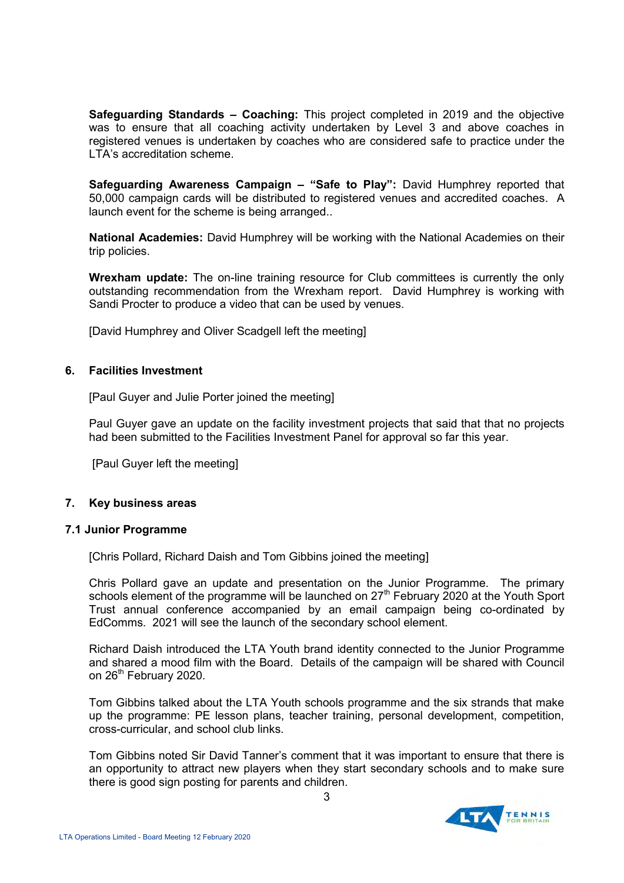**Safeguarding Standards – Coaching:** This project completed in 2019 and the objective was to ensure that all coaching activity undertaken by Level 3 and above coaches in registered venues is undertaken by coaches who are considered safe to practice under the LTA's accreditation scheme.

**Safeguarding Awareness Campaign – "Safe to Play":** David Humphrey reported that 50,000 campaign cards will be distributed to registered venues and accredited coaches. A launch event for the scheme is being arranged..

**National Academies:** David Humphrey will be working with the National Academies on their trip policies.

**Wrexham update:** The on-line training resource for Club committees is currently the only outstanding recommendation from the Wrexham report. David Humphrey is working with Sandi Procter to produce a video that can be used by venues.

[David Humphrey and Oliver Scadgell left the meeting]

## 6. Facilities Investment

[Paul Guyer and Julie Porter joined the meeting]

Paul Guyer gave an update on the facility investment projects that said that that no projects had been submitted to the Facilities Investment Panel for approval so far this year.

[Paul Guyer left the meeting]

## 7. Key business areas

### 7.1 Junior Programme

[Chris Pollard, Richard Daish and Tom Gibbins joined the meeting]

Chris Pollard gave an update and presentation on the Junior Programme. The primary schools element of the programme will be launched on 27th February 2020 at the Youth Sport Trust annual conference accompanied by an email campaign being co-ordinated by EdComms. 2021 will see the launch of the secondary school element.

Richard Daish introduced the LTA Youth brand identity connected to the Junior Programme and shared a mood film with the Board. Details of the campaign will be shared with Council on 26th February 2020.

Tom Gibbins talked about the LTA Youth schools programme and the six strands that make up the programme: PE lesson plans, teacher training, personal development, competition, cross-curricular, and school club links.

Tom Gibbins noted Sir David Tanner's comment that it was important to ensure that there is an opportunity to attract new players when they start secondary schools and to make sure there is good sign posting for parents and children.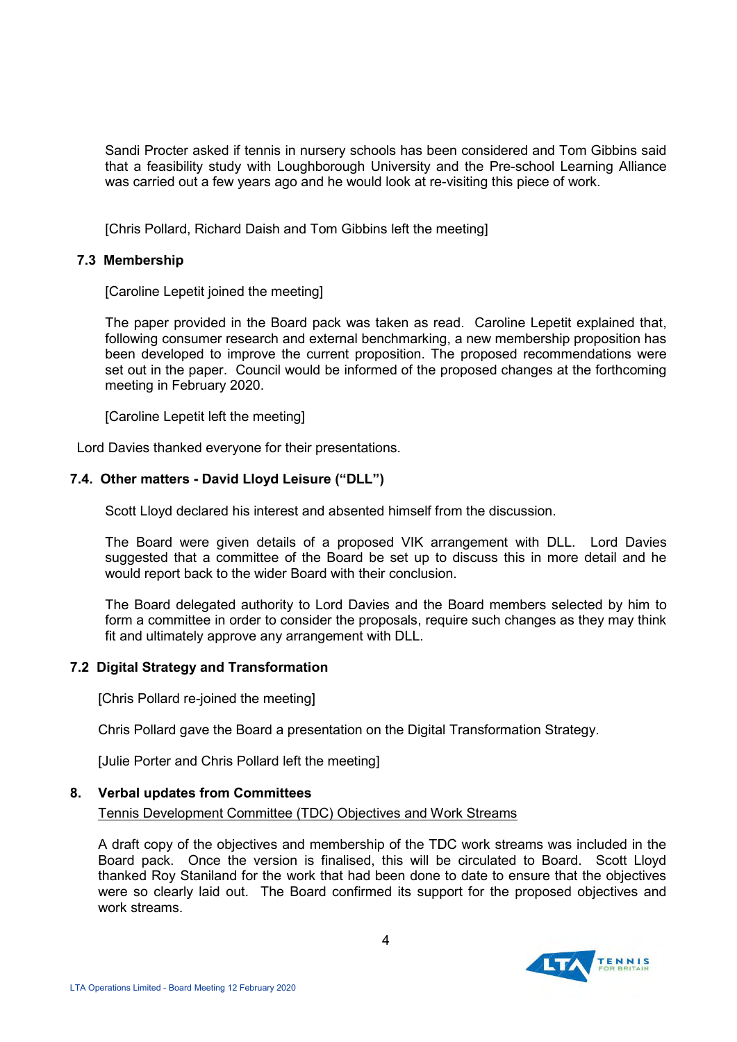Sandi Procter asked if tennis in nursery schools has been considered and Tom Gibbins said that a feasibility study with Loughborough University and the Pre-school Learning Alliance was carried out a few years ago and he would look at re-visiting this piece of work.

[Chris Pollard, Richard Daish and Tom Gibbins left the meeting]

### 7.3 Membership

[Caroline Lepetit joined the meeting]

The paper provided in the Board pack was taken as read. Caroline Lepetit explained that, following consumer research and external benchmarking, a new membership proposition has been developed to improve the current proposition. The proposed recommendations were set out in the paper. Council would be informed of the proposed changes at the forthcoming meeting in February 2020.

[Caroline Lepetit left the meeting]

Lord Davies thanked everyone for their presentations.

### 7.4. Other matters - David Lloyd Leisure ("DLL")

Scott Lloyd declared his interest and absented himself from the discussion.

The Board were given details of a proposed VIK arrangement with DLL. Lord Davies suggested that a committee of the Board be set up to discuss this in more detail and he would report back to the wider Board with their conclusion.

The Board delegated authority to Lord Davies and the Board members selected by him to form a committee in order to consider the proposals, require such changes as they may think fit and ultimately approve any arrangement with DLL.

### 7.2 Digital Strategy and Transformation

[Chris Pollard re-joined the meeting]

Chris Pollard gave the Board a presentation on the Digital Transformation Strategy.

[Julie Porter and Chris Pollard left the meeting]

### 8. Verbal updates from Committees

Tennis Development Committee (TDC) Objectives and Work Streams

A draft copy of the objectives and membership of the TDC work streams was included in the Board pack. Once the version is finalised, this will be circulated to Board. Scott Lloyd thanked Roy Staniland for the work that had been done to date to ensure that the objectives were so clearly laid out. The Board confirmed its support for the proposed objectives and work streams.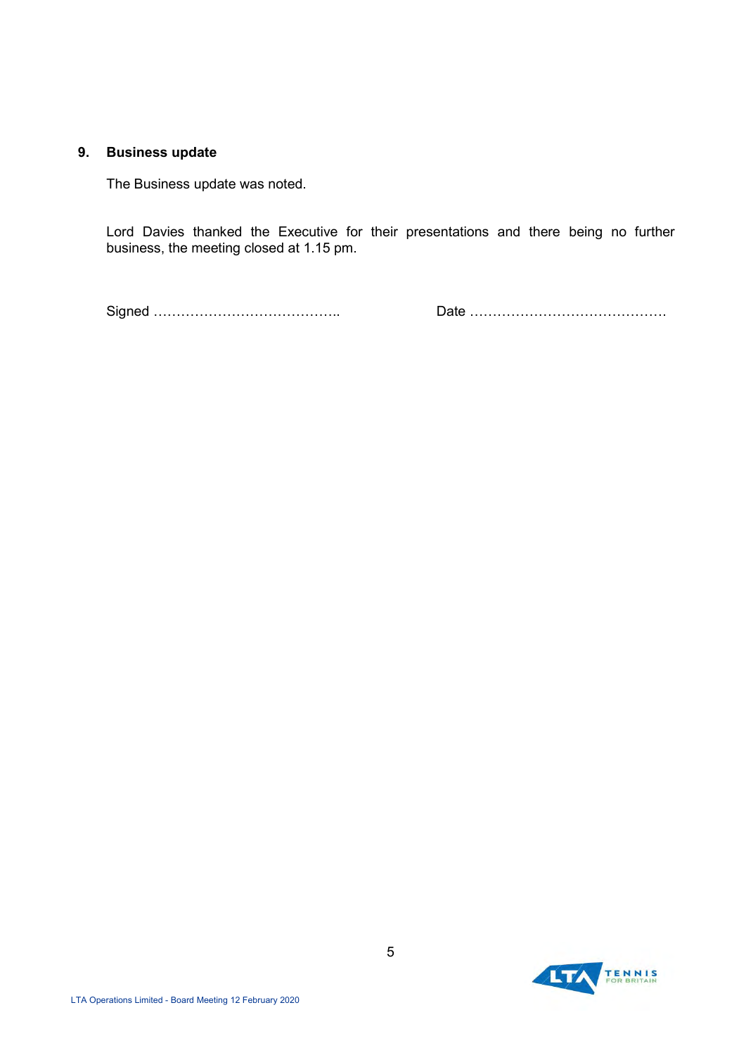## 9. Business update

The Business update was noted.

Lord Davies thanked the Executive for their presentations and there being no further business, the meeting closed at 1.15 pm.

Signed ………………………………….. Date …………………………………….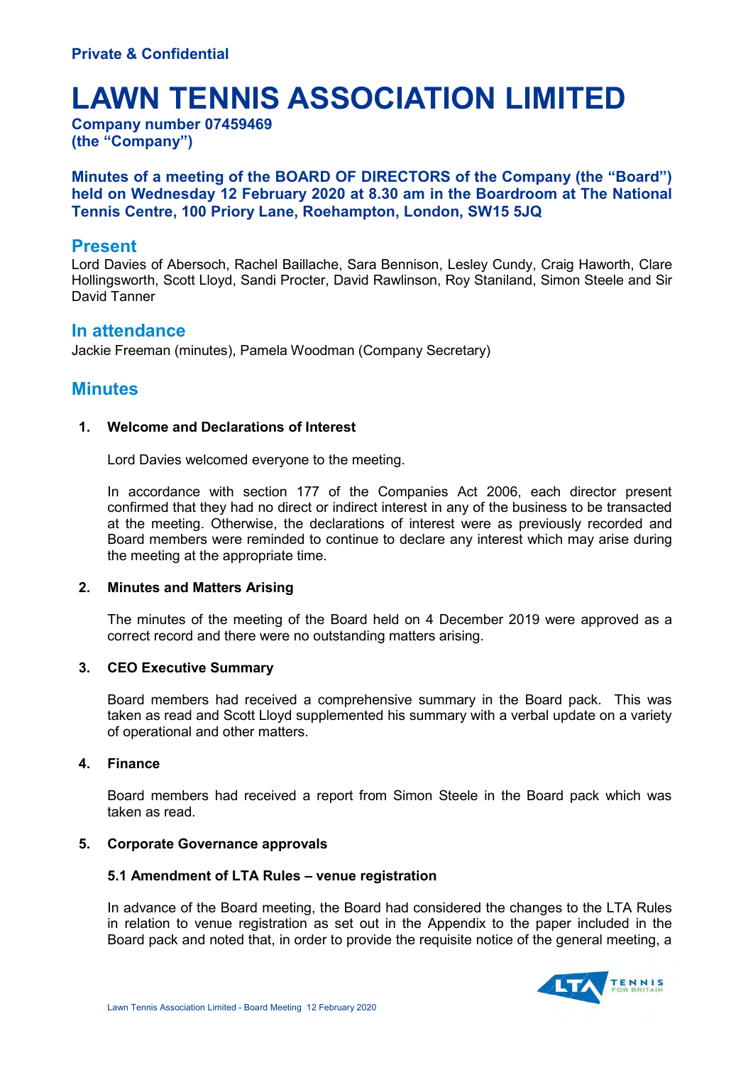**Private & Confidential**

# LAWN TENNIS ASSOCIATION LIMITED

**Company number 07459469**
**(the "Company")**

**Minutes of a meeting of the BOARD OF DIRECTORS of the Company (the "Board") held on Wednesday 12 February 2020 at 8.30 am in the Boardroom at The National Tennis Centre, 100 Priory Lane, Roehampton, London, SW15 5JQ**

## Present

Lord Davies of Abersoch, Rachel Baillache, Sara Bennison, Lesley Cundy, Craig Haworth, Clare Hollingsworth, Scott Lloyd, Sandi Procter, David Rawlinson, Roy Staniland, Simon Steele and Sir David Tanner

## In attendance

Jackie Freeman (minutes), Pamela Woodman (Company Secretary)

## Minutes

### 1. Welcome and Declarations of Interest

Lord Davies welcomed everyone to the meeting.

In accordance with section 177 of the Companies Act 2006, each director present confirmed that they had no direct or indirect interest in any of the business to be transacted at the meeting. Otherwise, the declarations of interest were as previously recorded and Board members were reminded to continue to declare any interest which may arise during the meeting at the appropriate time.

### 2. Minutes and Matters Arising

The minutes of the meeting of the Board held on 4 December 2019 were approved as a correct record and there were no outstanding matters arising.

### 3. CEO Executive Summary

Board members had received a comprehensive summary in the Board pack. This was taken as read and Scott Lloyd supplemented his summary with a verbal update on a variety of operational and other matters.

### 4. Finance

Board members had received a report from Simon Steele in the Board pack which was taken as read.

### 5. Corporate Governance approvals

#### 5.1 Amendment of LTA Rules – venue registration

In advance of the Board meeting, the Board had considered the changes to the LTA Rules in relation to venue registration as set out in the Appendix to the paper included in the Board pack and noted that, in order to provide the requisite notice of the general meeting, a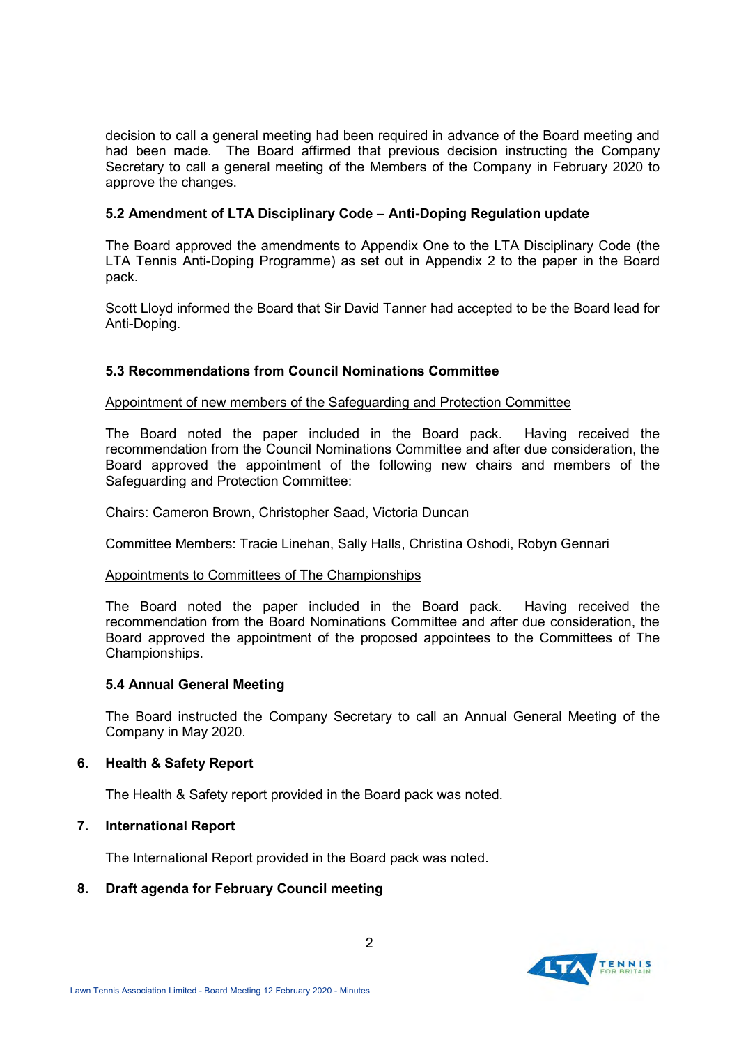decision to call a general meeting had been required in advance of the Board meeting and had been made. The Board affirmed that previous decision instructing the Company Secretary to call a general meeting of the Members of the Company in February 2020 to approve the changes.

### 5.2 Amendment of LTA Disciplinary Code – Anti-Doping Regulation update

The Board approved the amendments to Appendix One to the LTA Disciplinary Code (the LTA Tennis Anti-Doping Programme) as set out in Appendix 2 to the paper in the Board pack.

Scott Lloyd informed the Board that Sir David Tanner had accepted to be the Board lead for Anti-Doping.

### 5.3 Recommendations from Council Nominations Committee

Appointment of new members of the Safeguarding and Protection Committee

The Board noted the paper included in the Board pack. Having received the recommendation from the Council Nominations Committee and after due consideration, the Board approved the appointment of the following new chairs and members of the Safeguarding and Protection Committee:

Chairs: Cameron Brown, Christopher Saad, Victoria Duncan

Committee Members: Tracie Linehan, Sally Halls, Christina Oshodi, Robyn Gennari

Appointments to Committees of The Championships

The Board noted the paper included in the Board pack. Having received the recommendation from the Board Nominations Committee and after due consideration, the Board approved the appointment of the proposed appointees to the Committees of The Championships.

### 5.4 Annual General Meeting

The Board instructed the Company Secretary to call an Annual General Meeting of the Company in May 2020.

## 6. Health & Safety Report

The Health & Safety report provided in the Board pack was noted.

## 7. International Report

The International Report provided in the Board pack was noted.

## 8. Draft agenda for February Council meeting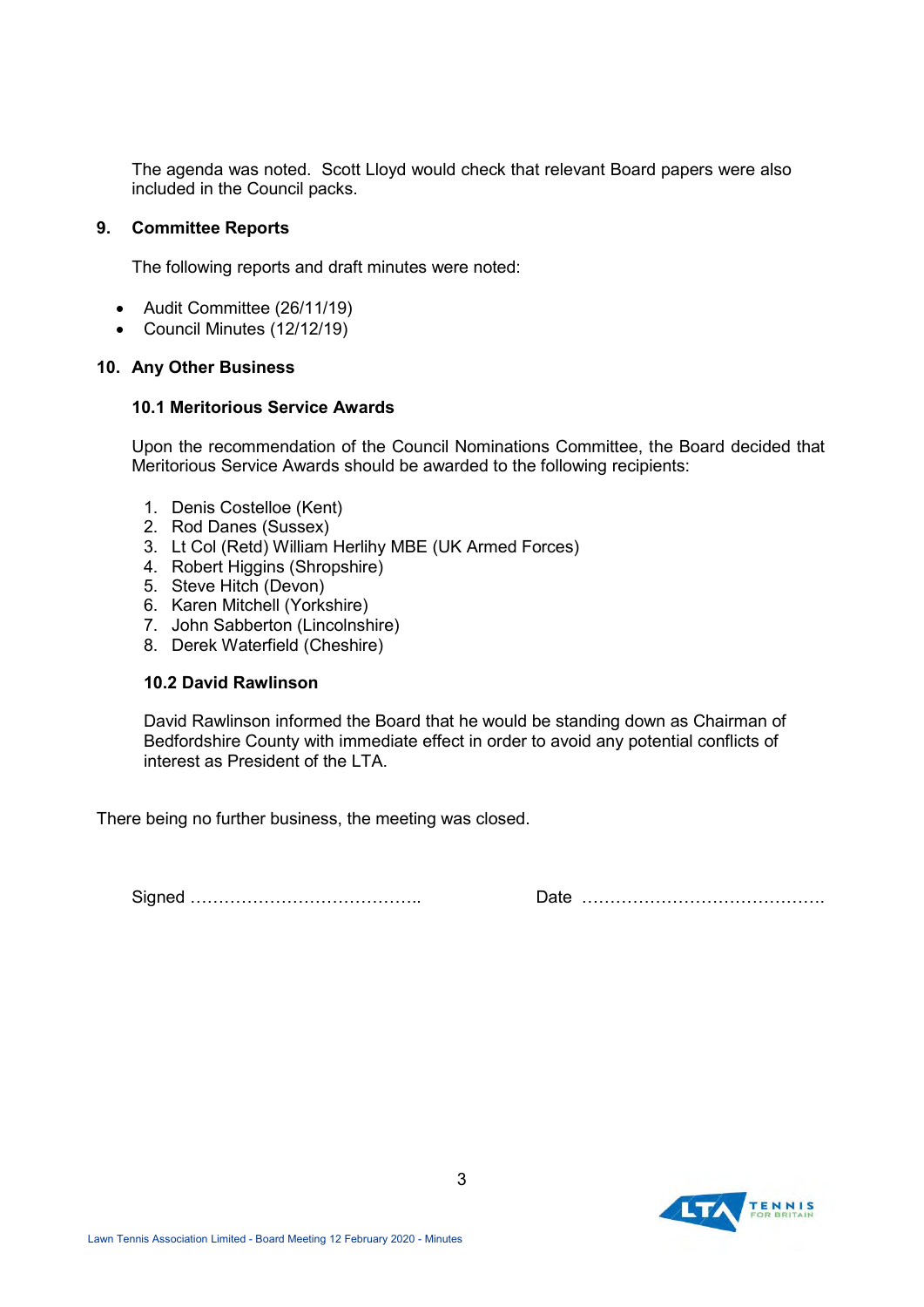The agenda was noted. Scott Lloyd would check that relevant Board papers were also included in the Council packs.

## 9. Committee Reports

The following reports and draft minutes were noted:

- Audit Committee (26/11/19)
- Council Minutes (12/12/19)

## 10. Any Other Business

### 10.1 Meritorious Service Awards

Upon the recommendation of the Council Nominations Committee, the Board decided that Meritorious Service Awards should be awarded to the following recipients:

1. Denis Costelloe (Kent)
2. Rod Danes (Sussex)
3. Lt Col (Retd) William Herlihy MBE (UK Armed Forces)
4. Robert Higgins (Shropshire)
5. Steve Hitch (Devon)
6. Karen Mitchell (Yorkshire)
7. John Sabberton (Lincolnshire)
8. Derek Waterfield (Cheshire)

### 10.2 David Rawlinson

David Rawlinson informed the Board that he would be standing down as Chairman of Bedfordshire County with immediate effect in order to avoid any potential conflicts of interest as President of the LTA.

There being no further business, the meeting was closed.

Signed ………………………………….. Date …………………………………….